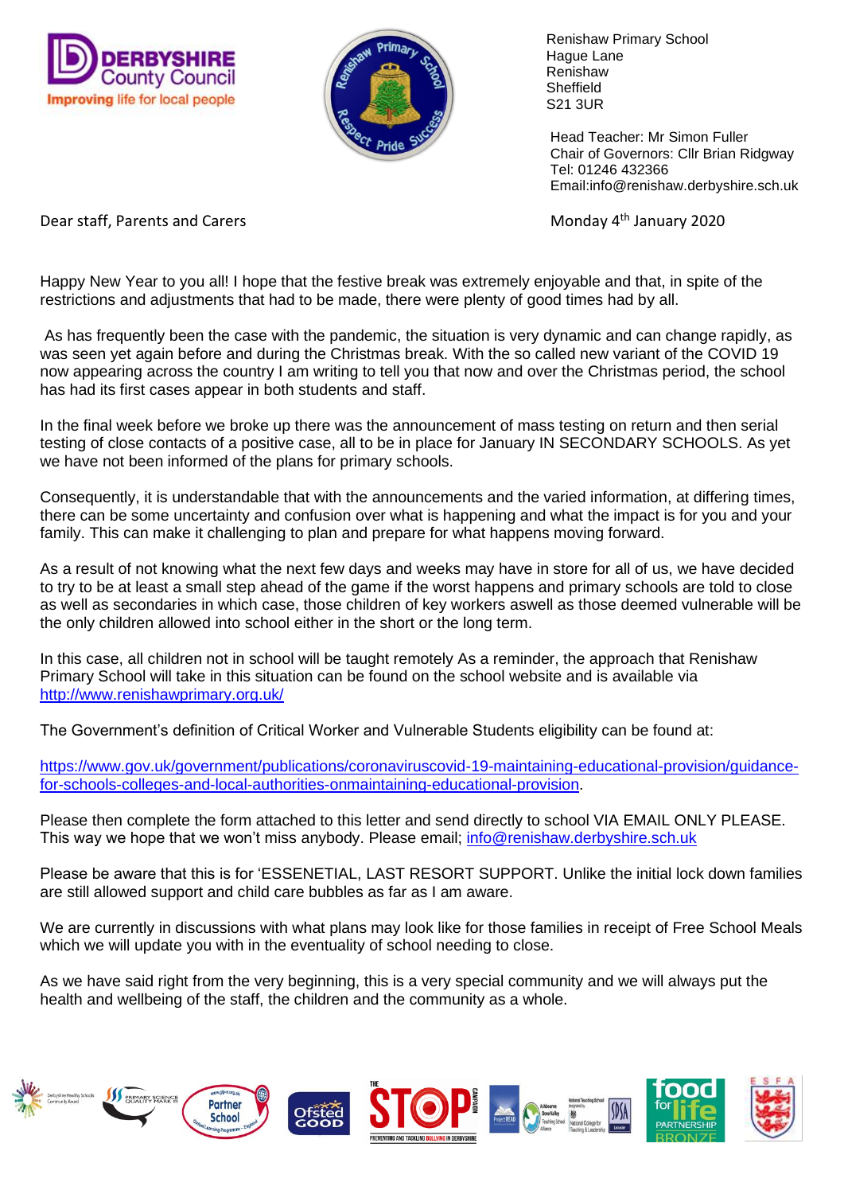DERBYSHIRE County Council
Improving life for local people

Renishaw Primary School
Hague Lane
Renishaw
Sheffield
S21 3UR

Head Teacher: Mr Simon Fuller
Chair of Governors: Cllr Brian Ridgway
Tel: 01246 432366
Email:info@renishaw.derbyshire.sch.uk

Dear staff, Parents and Carers

Monday 4th January 2020

Happy New Year to you all! I hope that the festive break was extremely enjoyable and that, in spite of the restrictions and adjustments that had to be made, there were plenty of good times had by all.

As has frequently been the case with the pandemic, the situation is very dynamic and can change rapidly, as was seen yet again before and during the Christmas break. With the so called new variant of the COVID 19 now appearing across the country I am writing to tell you that now and over the Christmas period, the school has had its first cases appear in both students and staff.

In the final week before we broke up there was the announcement of mass testing on return and then serial testing of close contacts of a positive case, all to be in place for January IN SECONDARY SCHOOLS. As yet we have not been informed of the plans for primary schools.

Consequently, it is understandable that with the announcements and the varied information, at differing times, there can be some uncertainty and confusion over what is happening and what the impact is for you and your family. This can make it challenging to plan and prepare for what happens moving forward.

As a result of not knowing what the next few days and weeks may have in store for all of us, we have decided to try to be at least a small step ahead of the game if the worst happens and primary schools are told to close as well as secondaries in which case, those children of key workers aswell as those deemed vulnerable will be the only children allowed into school either in the short or the long term.

In this case, all children not in school will be taught remotely As a reminder, the approach that Renishaw Primary School will take in this situation can be found on the school website and is available via http://www.renishawprimary.org.uk/

The Government's definition of Critical Worker and Vulnerable Students eligibility can be found at:

https://www.gov.uk/government/publications/coronaviruscovid-19-maintaining-educational-provision/guidance-for-schools-colleges-and-local-authorities-onmaintaining-educational-provision.

Please then complete the form attached to this letter and send directly to school VIA EMAIL ONLY PLEASE. This way we hope that we won't miss anybody. Please email; info@renishaw.derbyshire.sch.uk

Please be aware that this is for 'ESSENETIAL, LAST RESORT SUPPORT. Unlike the initial lock down families are still allowed support and child care bubbles as far as I am aware.

We are currently in discussions with what plans may look like for those families in receipt of Free School Meals which we will update you with in the eventuality of school needing to close.

As we have said right from the very beginning, this is a very special community and we will always put the health and wellbeing of the staff, the children and the community as a whole.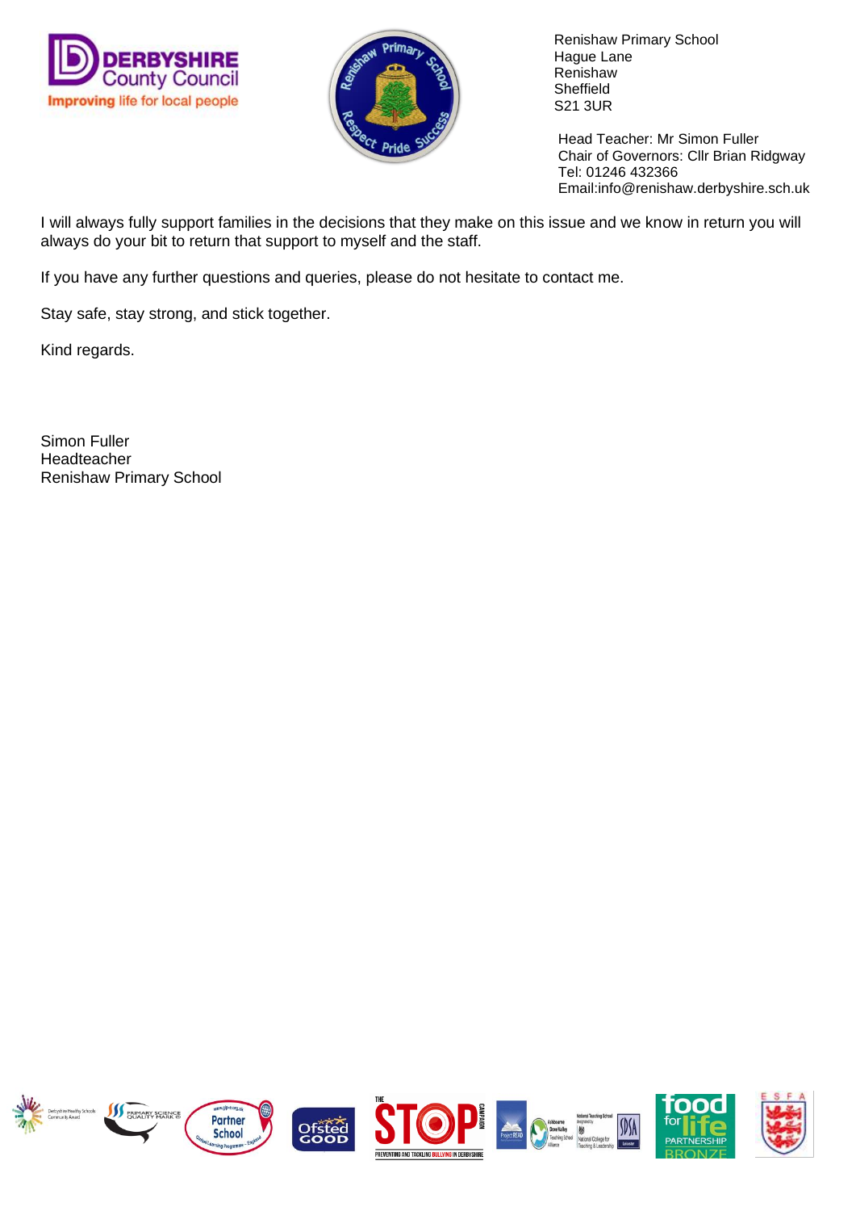Renishaw Primary School
Hague Lane
Renishaw
Sheffield
S21 3UR

Head Teacher: Mr Simon Fuller
Chair of Governors: Cllr Brian Ridgway
Tel: 01246 432366
Email:info@renishaw.derbyshire.sch.uk

I will always fully support families in the decisions that they make on this issue and we know in return you will always do your bit to return that support to myself and the staff.

If you have any further questions and queries, please do not hesitate to contact me.

Stay safe, stay strong, and stick together.

Kind regards.

Simon Fuller
Headteacher
Renishaw Primary School